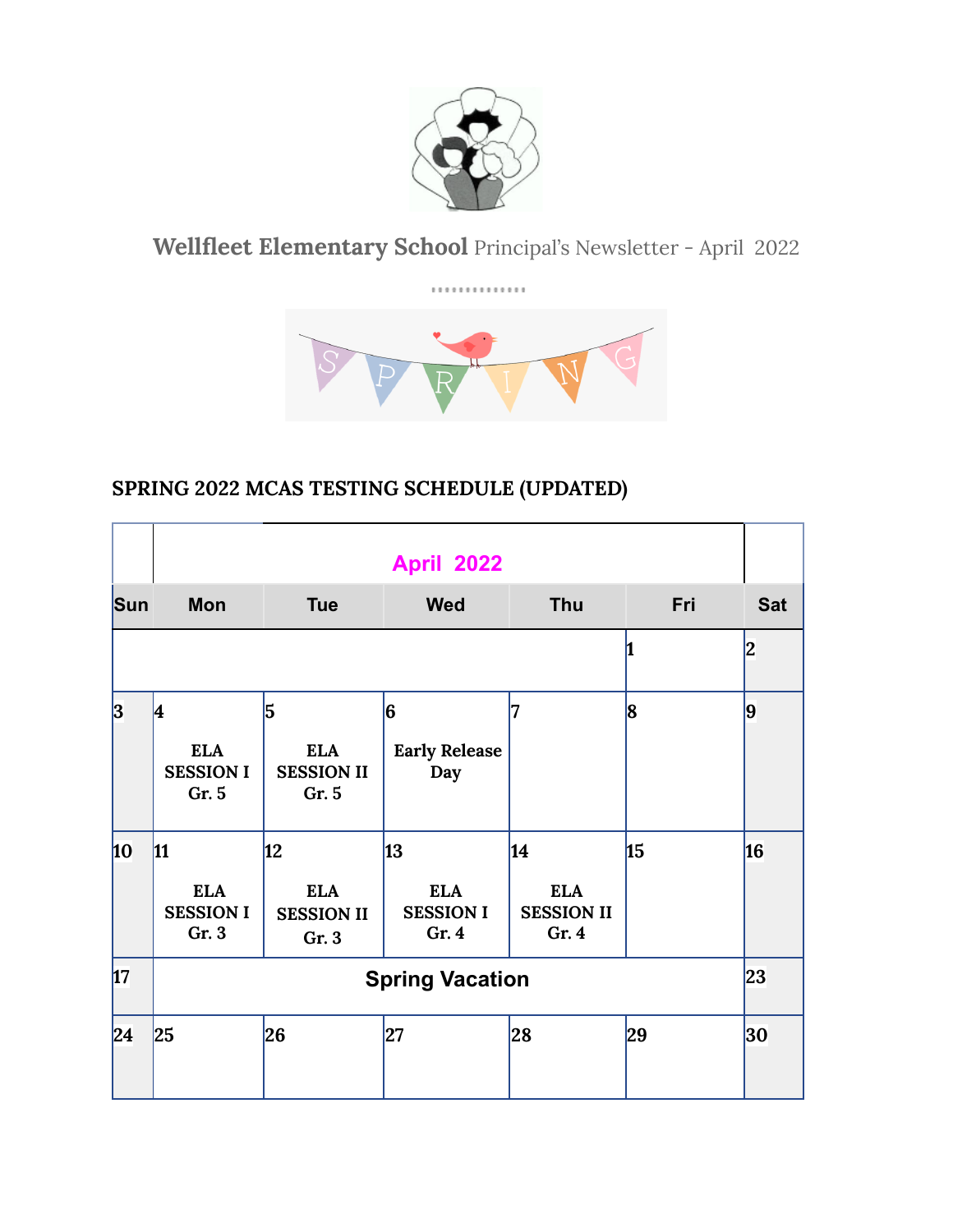**Wellfleet Elementary School** Principal's Newsletter - April 2022

## SPRING 2022 MCAS TESTING SCHEDULE (UPDATED)

| | April 2022 | | | | | |
|---|---|---|---|---|---|---|
| **Sun** | **Mon** | **Tue** | **Wed** | **Thu** | **Fri** | **Sat** |
| | | | | | 1 | 2 |
| 3 | 4 ELA SESSION I Gr. 5 | 5 ELA SESSION II Gr. 5 | 6 Early Release Day | 7 | 8 | 9 |
| 10 | 11 ELA SESSION I Gr. 3 | 12 ELA SESSION II Gr. 3 | 13 ELA SESSION I Gr. 4 | 14 ELA SESSION II Gr. 4 | 15 | 16 |
| 17 | Spring Vacation | | | | | 23 |
| 24 | 25 | 26 | 27 | 28 | 29 | 30 |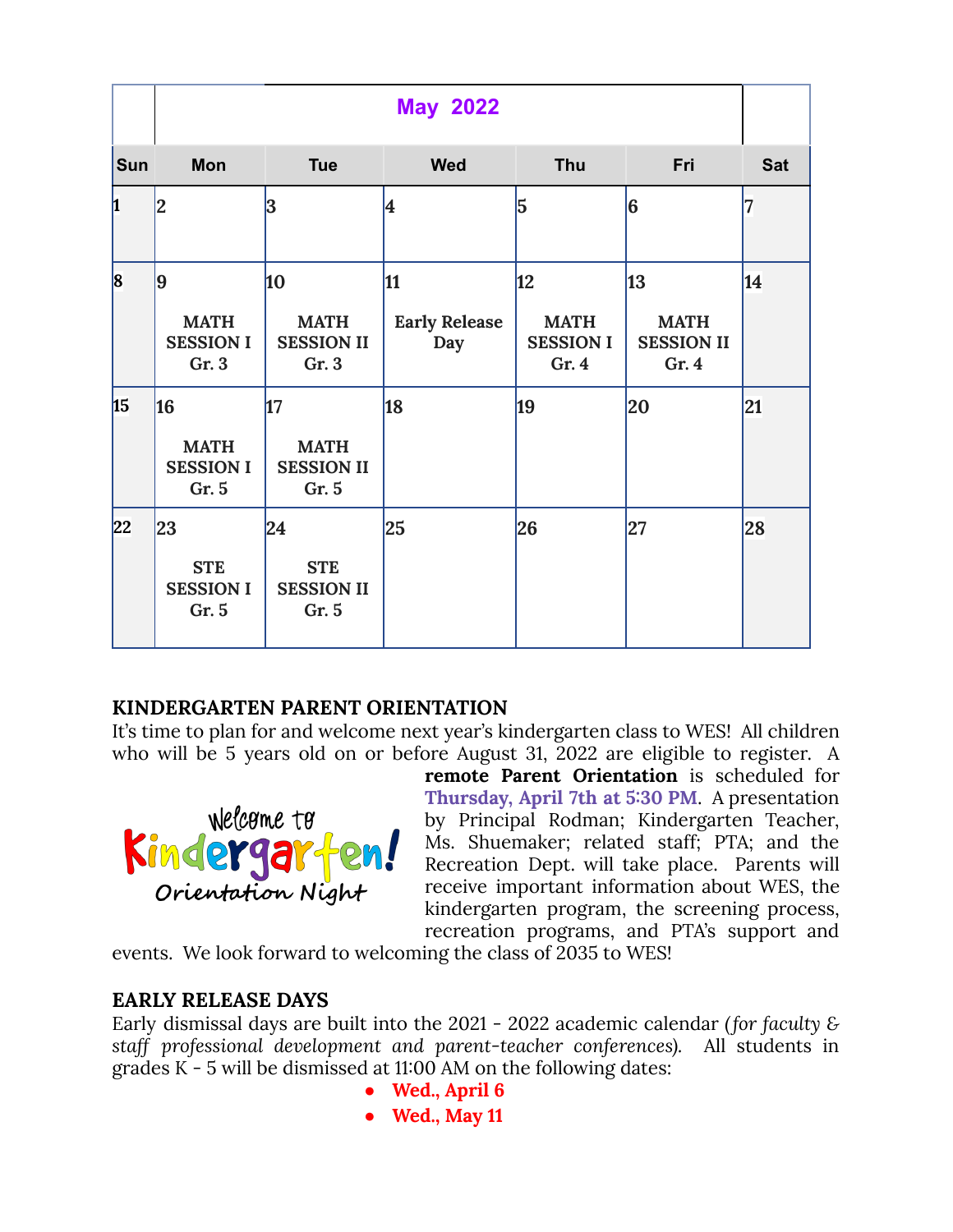| May 2022 | | | | | | |
|---|---|---|---|---|---|---|
| **Sun** | **Mon** | **Tue** | **Wed** | **Thu** | **Fri** | **Sat** |
| 1 | 2 | 3 | 4 | 5 | 6 | 7 |
| 8 | 9<br>**MATH SESSION I Gr. 3** | 10<br>**MATH SESSION II Gr. 3** | 11<br>**Early Release Day** | 12<br>**MATH SESSION I Gr. 4** | 13<br>**MATH SESSION II Gr. 4** | 14 |
| 15 | 16<br>**MATH SESSION I Gr. 5** | 17<br>**MATH SESSION II Gr. 5** | 18 | 19 | 20 | 21 |
| 22 | 23<br>**STE SESSION I Gr. 5** | 24<br>**STE SESSION II Gr. 5** | 25 | 26 | 27 | 28 |

## KINDERGARTEN PARENT ORIENTATION

It's time to plan for and welcome next year's kindergarten class to WES! All children who will be 5 years old on or before August 31, 2022 are eligible to register. A **remote Parent Orientation** is scheduled for **Thursday, April 7th at 5:30 PM**. A presentation by Principal Rodman; Kindergarten Teacher, Ms. Shuemaker; related staff; PTA; and the Recreation Dept. will take place. Parents will receive important information about WES, the kindergarten program, the screening process, recreation programs, and PTA's support and events. We look forward to welcoming the class of 2035 to WES!

Welcome to Kindergarten! Orientation Night

## EARLY RELEASE DAYS

Early dismissal days are built into the 2021 - 2022 academic calendar (*for faculty & staff professional development and parent-teacher conferences*). All students in grades K - 5 will be dismissed at 11:00 AM on the following dates:

- **Wed., April 6**
- **Wed., May 11**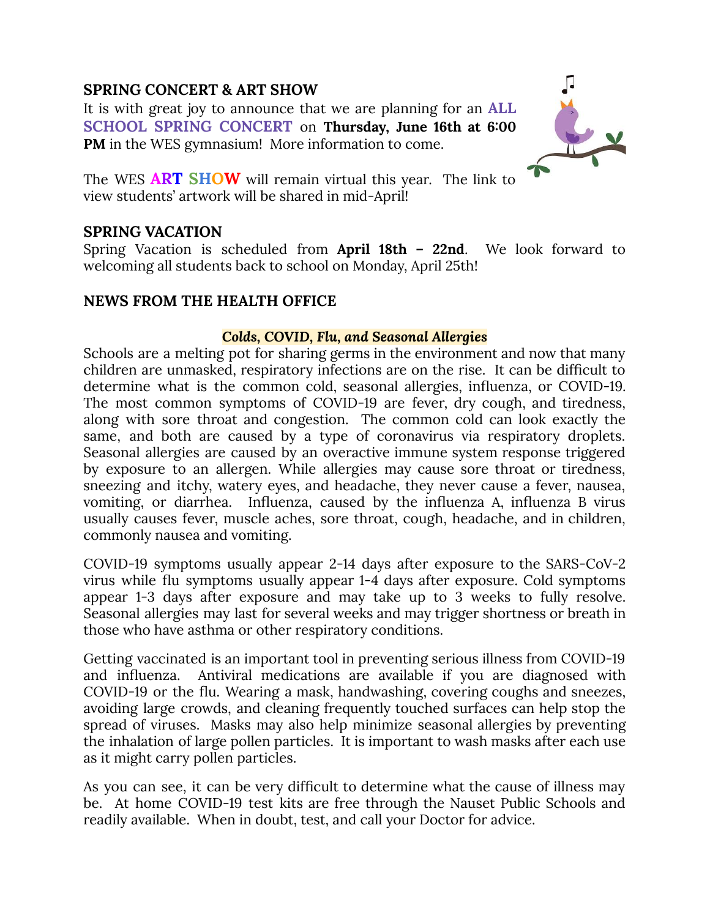## SPRING CONCERT & ART SHOW

It is with great joy to announce that we are planning for an **ALL SCHOOL SPRING CONCERT** on **Thursday, June 16th at 6:00 PM** in the WES gymnasium! More information to come.

The WES **ART SHOW** will remain virtual this year. The link to view students' artwork will be shared in mid-April!

## SPRING VACATION

Spring Vacation is scheduled from **April 18th – 22nd**. We look forward to welcoming all students back to school on Monday, April 25th!

## NEWS FROM THE HEALTH OFFICE

***Colds, COVID, Flu, and Seasonal Allergies***

Schools are a melting pot for sharing germs in the environment and now that many children are unmasked, respiratory infections are on the rise. It can be difficult to determine what is the common cold, seasonal allergies, influenza, or COVID-19. The most common symptoms of COVID-19 are fever, dry cough, and tiredness, along with sore throat and congestion. The common cold can look exactly the same, and both are caused by a type of coronavirus via respiratory droplets. Seasonal allergies are caused by an overactive immune system response triggered by exposure to an allergen. While allergies may cause sore throat or tiredness, sneezing and itchy, watery eyes, and headache, they never cause a fever, nausea, vomiting, or diarrhea. Influenza, caused by the influenza A, influenza B virus usually causes fever, muscle aches, sore throat, cough, headache, and in children, commonly nausea and vomiting.

COVID-19 symptoms usually appear 2-14 days after exposure to the SARS-CoV-2 virus while flu symptoms usually appear 1-4 days after exposure. Cold symptoms appear 1-3 days after exposure and may take up to 3 weeks to fully resolve. Seasonal allergies may last for several weeks and may trigger shortness or breath in those who have asthma or other respiratory conditions.

Getting vaccinated is an important tool in preventing serious illness from COVID-19 and influenza. Antiviral medications are available if you are diagnosed with COVID-19 or the flu. Wearing a mask, handwashing, covering coughs and sneezes, avoiding large crowds, and cleaning frequently touched surfaces can help stop the spread of viruses. Masks may also help minimize seasonal allergies by preventing the inhalation of large pollen particles. It is important to wash masks after each use as it might carry pollen particles.

As you can see, it can be very difficult to determine what the cause of illness may be. At home COVID-19 test kits are free through the Nauset Public Schools and readily available. When in doubt, test, and call your Doctor for advice.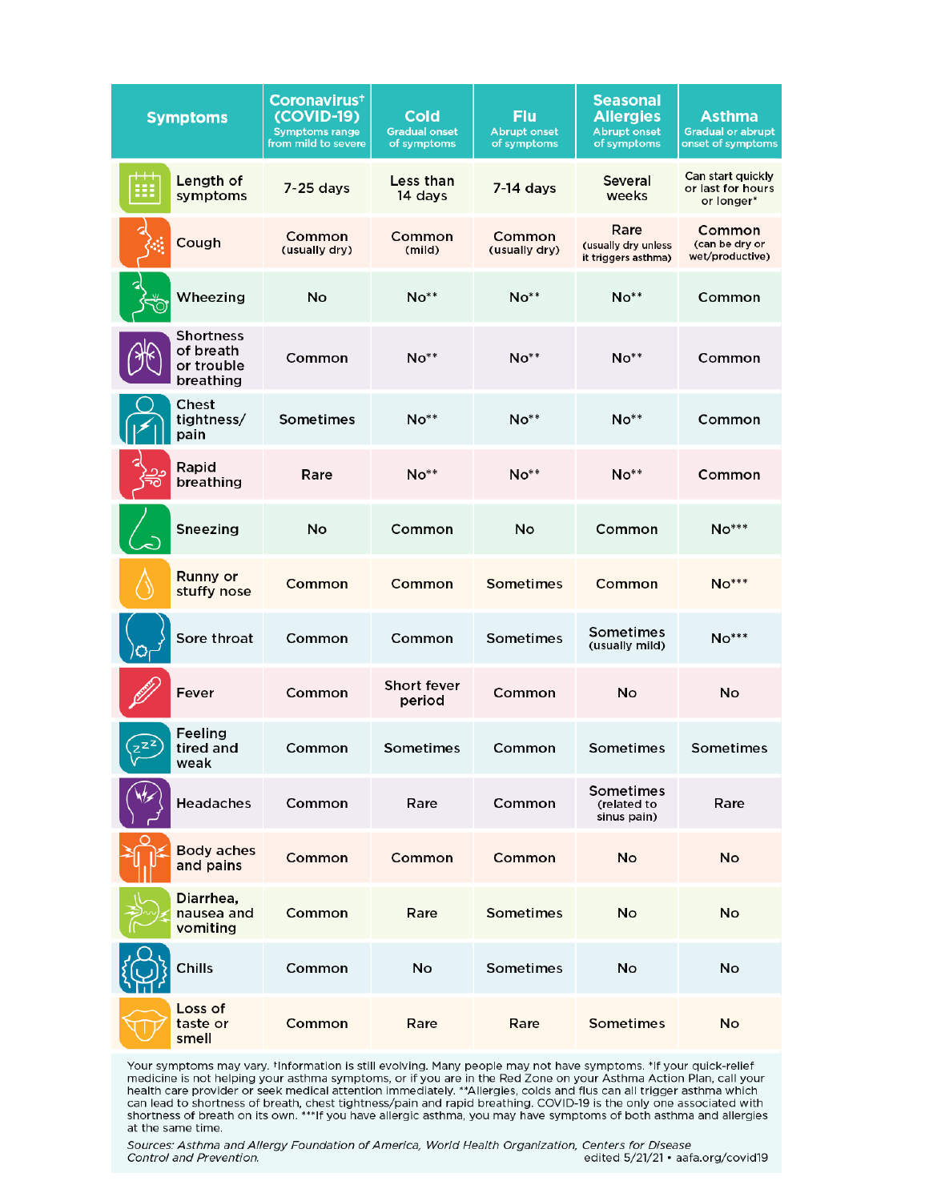| Symptoms | Coronavirus† (COVID-19) Symptoms range from mild to severe | Cold Gradual onset of symptoms | Flu Abrupt onset of symptoms | Seasonal Allergies Abrupt onset of symptoms | Asthma Gradual or abrupt onset of symptoms |
|---|---|---|---|---|---|
| Length of symptoms | 7-25 days | Less than 14 days | 7-14 days | Several weeks | Can start quickly or last for hours or longer* |
| Cough | Common (usually dry) | Common (mild) | Common (usually dry) | Rare (usually dry unless it triggers asthma) | Common (can be dry or wet/productive) |
| Wheezing | No | No** | No** | No** | Common |
| Shortness of breath or trouble breathing | Common | No** | No** | No** | Common |
| Chest tightness/ pain | Sometimes | No** | No** | No** | Common |
| Rapid breathing | Rare | No** | No** | No** | Common |
| Sneezing | No | Common | No | Common | No*** |
| Runny or stuffy nose | Common | Common | Sometimes | Common | No*** |
| Sore throat | Common | Common | Sometimes | Sometimes (usually mild) | No*** |
| Fever | Common | Short fever period | Common | No | No |
| Feeling tired and weak | Common | Sometimes | Common | Sometimes | Sometimes |
| Headaches | Common | Rare | Common | Sometimes (related to sinus pain) | Rare |
| Body aches and pains | Common | Common | Common | No | No |
| Diarrhea, nausea and vomiting | Common | Rare | Sometimes | No | No |
| Chills | Common | No | Sometimes | No | No |
| Loss of taste or smell | Common | Rare | Rare | Sometimes | No |

Your symptoms may vary. †Information is still evolving. Many people may not have symptoms. *If your quick-relief medicine is not helping your asthma symptoms, or if you are in the Red Zone on your Asthma Action Plan, call your health care provider or seek medical attention immediately. **Allergies, colds and flus can all trigger asthma which can lead to shortness of breath, chest tightness/pain and rapid breathing. COVID-19 is the only one associated with shortness of breath on its own. ***If you have allergic asthma, you may have symptoms of both asthma and allergies at the same time.

*Sources: Asthma and Allergy Foundation of America, World Health Organization, Centers for Disease Control and Prevention.*

edited 5/21/21 • aafa.org/covid19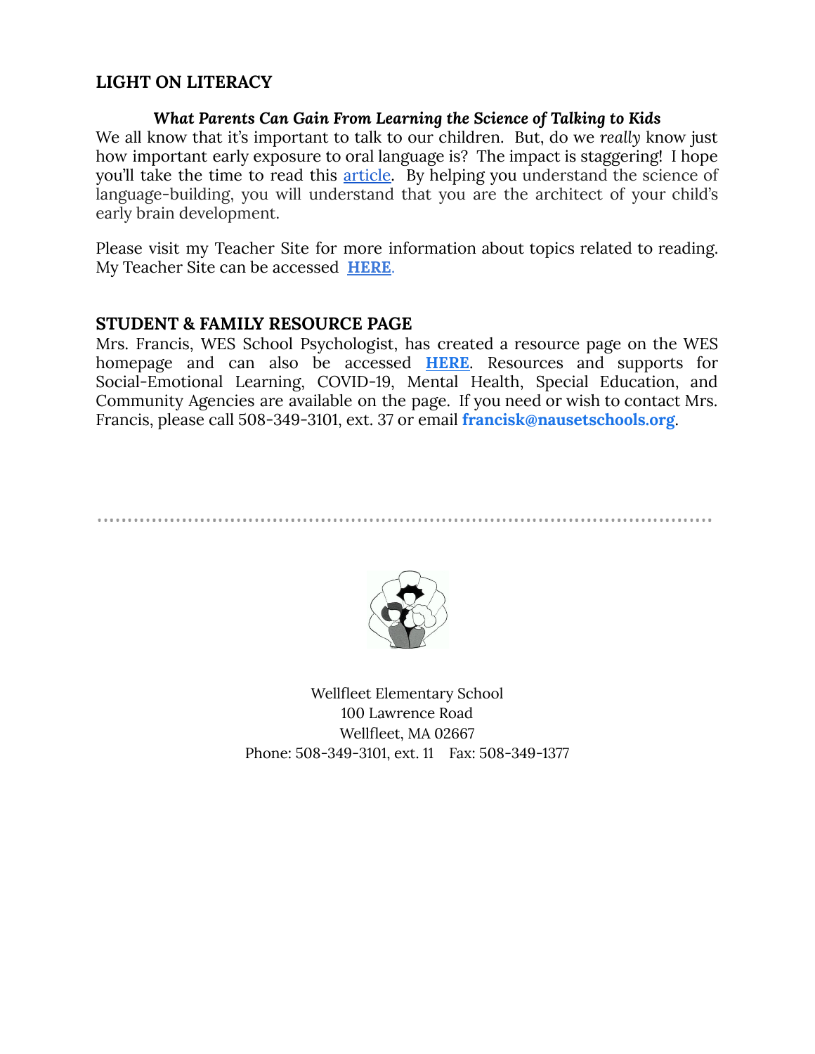## LIGHT ON LITERACY

***What Parents Can Gain From Learning the Science of Talking to Kids***

We all know that it's important to talk to our children. But, do we *really* know just how important early exposure to oral language is? The impact is staggering! I hope you'll take the time to read this article. By helping you understand the science of language-building, you will understand that you are the architect of your child's early brain development.

Please visit my Teacher Site for more information about topics related to reading. My Teacher Site can be accessed **HERE**.

## STUDENT & FAMILY RESOURCE PAGE

Mrs. Francis, WES School Psychologist, has created a resource page on the WES homepage and can also be accessed **HERE**. Resources and supports for Social-Emotional Learning, COVID-19, Mental Health, Special Education, and Community Agencies are available on the page. If you need or wish to contact Mrs. Francis, please call 508-349-3101, ext. 37 or email **francisk@nausetschools.org**.

---

Wellfleet Elementary School
100 Lawrence Road
Wellfleet, MA 02667
Phone: 508-349-3101, ext. 11 Fax: 508-349-1377